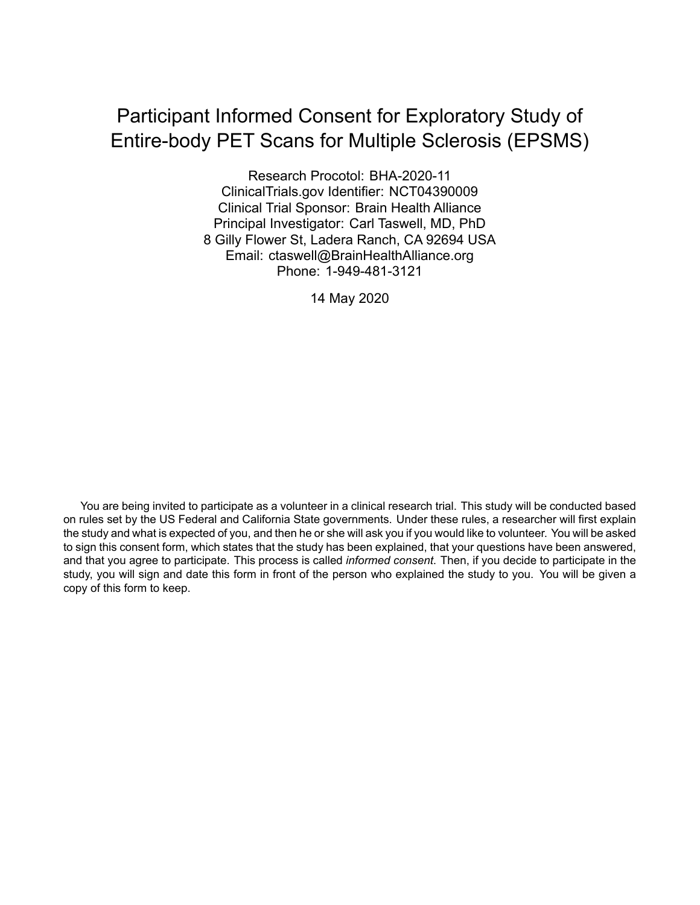# Participant Informed Consent for Exploratory Study of Entire-body PET Scans for Multiple Sclerosis (EPSMS)

Research Procotol: BHA-2020-11
ClinicalTrials.gov Identifier: NCT04390009
Clinical Trial Sponsor: Brain Health Alliance
Principal Investigator: Carl Taswell, MD, PhD
8 Gilly Flower St, Ladera Ranch, CA 92694 USA
Email: ctaswell@BrainHealthAlliance.org
Phone: 1-949-481-3121

14 May 2020

You are being invited to participate as a volunteer in a clinical research trial. This study will be conducted based on rules set by the US Federal and California State governments. Under these rules, a researcher will first explain the study and what is expected of you, and then he or she will ask you if you would like to volunteer. You will be asked to sign this consent form, which states that the study has been explained, that your questions have been answered, and that you agree to participate. This process is called *informed consent*. Then, if you decide to participate in the study, you will sign and date this form in front of the person who explained the study to you. You will be given a copy of this form to keep.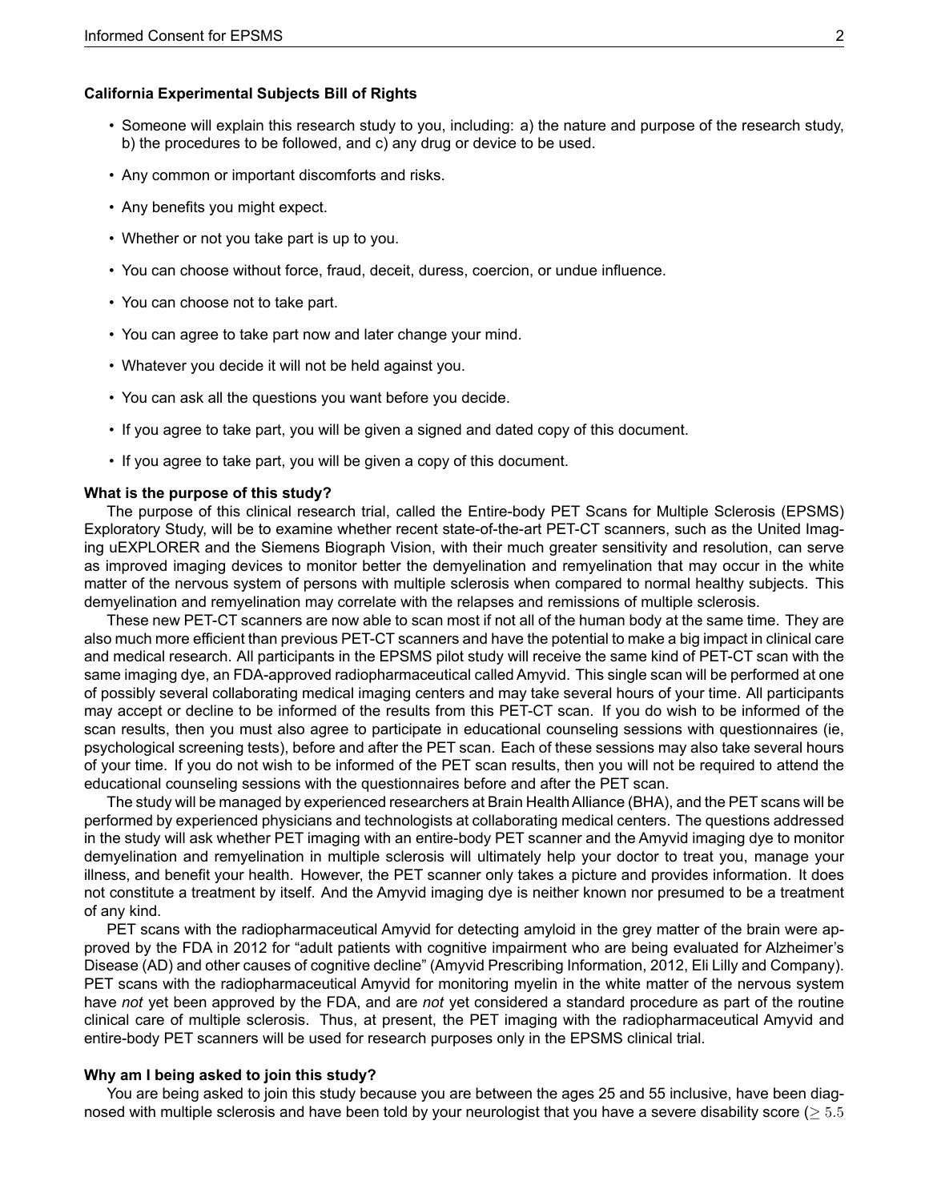**California Experimental Subjects Bill of Rights**

- Someone will explain this research study to you, including: a) the nature and purpose of the research study, b) the procedures to be followed, and c) any drug or device to be used.
- Any common or important discomforts and risks.
- Any benefits you might expect.
- Whether or not you take part is up to you.
- You can choose without force, fraud, deceit, duress, coercion, or undue influence.
- You can choose not to take part.
- You can agree to take part now and later change your mind.
- Whatever you decide it will not be held against you.
- You can ask all the questions you want before you decide.
- If you agree to take part, you will be given a signed and dated copy of this document.
- If you agree to take part, you will be given a copy of this document.

**What is the purpose of this study?**

The purpose of this clinical research trial, called the Entire-body PET Scans for Multiple Sclerosis (EPSMS) Exploratory Study, will be to examine whether recent state-of-the-art PET-CT scanners, such as the United Imaging uEXPLORER and the Siemens Biograph Vision, with their much greater sensitivity and resolution, can serve as improved imaging devices to monitor better the demyelination and remyelination that may occur in the white matter of the nervous system of persons with multiple sclerosis when compared to normal healthy subjects. This demyelination and remyelination may correlate with the relapses and remissions of multiple sclerosis.

These new PET-CT scanners are now able to scan most if not all of the human body at the same time. They are also much more efficient than previous PET-CT scanners and have the potential to make a big impact in clinical care and medical research. All participants in the EPSMS pilot study will receive the same kind of PET-CT scan with the same imaging dye, an FDA-approved radiopharmaceutical called Amyvid. This single scan will be performed at one of possibly several collaborating medical imaging centers and may take several hours of your time. All participants may accept or decline to be informed of the results from this PET-CT scan. If you do wish to be informed of the scan results, then you must also agree to participate in educational counseling sessions with questionnaires (ie, psychological screening tests), before and after the PET scan. Each of these sessions may also take several hours of your time. If you do not wish to be informed of the PET scan results, then you will not be required to attend the educational counseling sessions with the questionnaires before and after the PET scan.

The study will be managed by experienced researchers at Brain Health Alliance (BHA), and the PET scans will be performed by experienced physicians and technologists at collaborating medical centers. The questions addressed in the study will ask whether PET imaging with an entire-body PET scanner and the Amyvid imaging dye to monitor demyelination and remyelination in multiple sclerosis will ultimately help your doctor to treat you, manage your illness, and benefit your health. However, the PET scanner only takes a picture and provides information. It does not constitute a treatment by itself. And the Amyvid imaging dye is neither known nor presumed to be a treatment of any kind.

PET scans with the radiopharmaceutical Amyvid for detecting amyloid in the grey matter of the brain were approved by the FDA in 2012 for "adult patients with cognitive impairment who are being evaluated for Alzheimer's Disease (AD) and other causes of cognitive decline" (Amyvid Prescribing Information, 2012, Eli Lilly and Company). PET scans with the radiopharmaceutical Amyvid for monitoring myelin in the white matter of the nervous system have *not* yet been approved by the FDA, and are *not* yet considered a standard procedure as part of the routine clinical care of multiple sclerosis. Thus, at present, the PET imaging with the radiopharmaceutical Amyvid and entire-body PET scanners will be used for research purposes only in the EPSMS clinical trial.

**Why am I being asked to join this study?**

You are being asked to join this study because you are between the ages 25 and 55 inclusive, have been diagnosed with multiple sclerosis and have been told by your neurologist that you have a severe disability score ($\geq 5.5$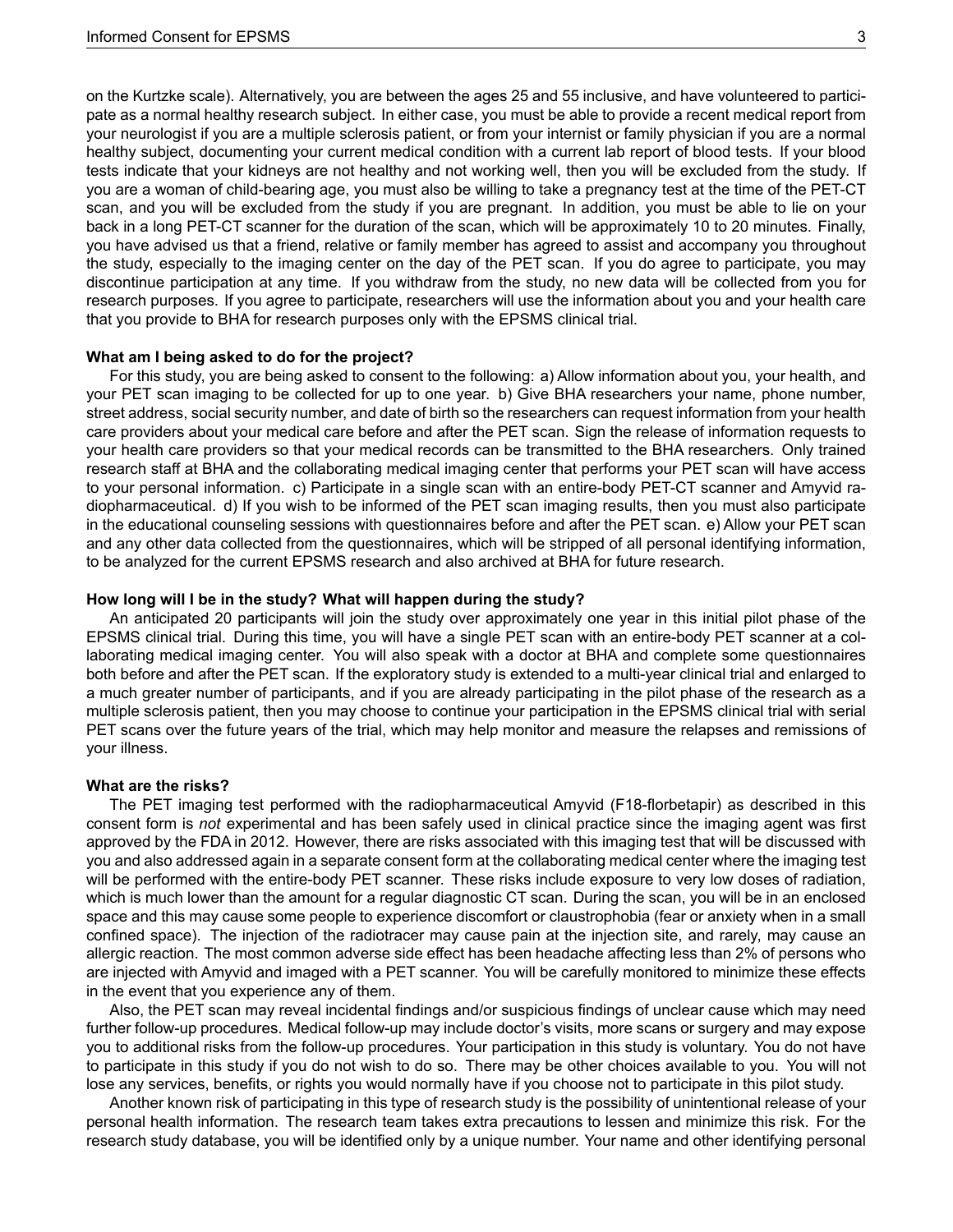on the Kurtzke scale). Alternatively, you are between the ages 25 and 55 inclusive, and have volunteered to participate as a normal healthy research subject. In either case, you must be able to provide a recent medical report from your neurologist if you are a multiple sclerosis patient, or from your internist or family physician if you are a normal healthy subject, documenting your current medical condition with a current lab report of blood tests. If your blood tests indicate that your kidneys are not healthy and not working well, then you will be excluded from the study. If you are a woman of child-bearing age, you must also be willing to take a pregnancy test at the time of the PET-CT scan, and you will be excluded from the study if you are pregnant. In addition, you must be able to lie on your back in a long PET-CT scanner for the duration of the scan, which will be approximately 10 to 20 minutes. Finally, you have advised us that a friend, relative or family member has agreed to assist and accompany you throughout the study, especially to the imaging center on the day of the PET scan. If you do agree to participate, you may discontinue participation at any time. If you withdraw from the study, no new data will be collected from you for research purposes. If you agree to participate, researchers will use the information about you and your health care that you provide to BHA for research purposes only with the EPSMS clinical trial.

**What am I being asked to do for the project?**

For this study, you are being asked to consent to the following: a) Allow information about you, your health, and your PET scan imaging to be collected for up to one year. b) Give BHA researchers your name, phone number, street address, social security number, and date of birth so the researchers can request information from your health care providers about your medical care before and after the PET scan. Sign the release of information requests to your health care providers so that your medical records can be transmitted to the BHA researchers. Only trained research staff at BHA and the collaborating medical imaging center that performs your PET scan will have access to your personal information. c) Participate in a single scan with an entire-body PET-CT scanner and Amyvid radiopharmaceutical. d) If you wish to be informed of the PET scan imaging results, then you must also participate in the educational counseling sessions with questionnaires before and after the PET scan. e) Allow your PET scan and any other data collected from the questionnaires, which will be stripped of all personal identifying information, to be analyzed for the current EPSMS research and also archived at BHA for future research.

**How long will I be in the study? What will happen during the study?**

An anticipated 20 participants will join the study over approximately one year in this initial pilot phase of the EPSMS clinical trial. During this time, you will have a single PET scan with an entire-body PET scanner at a collaborating medical imaging center. You will also speak with a doctor at BHA and complete some questionnaires both before and after the PET scan. If the exploratory study is extended to a multi-year clinical trial and enlarged to a much greater number of participants, and if you are already participating in the pilot phase of the research as a multiple sclerosis patient, then you may choose to continue your participation in the EPSMS clinical trial with serial PET scans over the future years of the trial, which may help monitor and measure the relapses and remissions of your illness.

**What are the risks?**

The PET imaging test performed with the radiopharmaceutical Amyvid (F18-florbetapir) as described in this consent form is *not* experimental and has been safely used in clinical practice since the imaging agent was first approved by the FDA in 2012. However, there are risks associated with this imaging test that will be discussed with you and also addressed again in a separate consent form at the collaborating medical center where the imaging test will be performed with the entire-body PET scanner. These risks include exposure to very low doses of radiation, which is much lower than the amount for a regular diagnostic CT scan. During the scan, you will be in an enclosed space and this may cause some people to experience discomfort or claustrophobia (fear or anxiety when in a small confined space). The injection of the radiotracer may cause pain at the injection site, and rarely, may cause an allergic reaction. The most common adverse side effect has been headache affecting less than 2% of persons who are injected with Amyvid and imaged with a PET scanner. You will be carefully monitored to minimize these effects in the event that you experience any of them.

Also, the PET scan may reveal incidental findings and/or suspicious findings of unclear cause which may need further follow-up procedures. Medical follow-up may include doctor's visits, more scans or surgery and may expose you to additional risks from the follow-up procedures. Your participation in this study is voluntary. You do not have to participate in this study if you do not wish to do so. There may be other choices available to you. You will not lose any services, benefits, or rights you would normally have if you choose not to participate in this pilot study.

Another known risk of participating in this type of research study is the possibility of unintentional release of your personal health information. The research team takes extra precautions to lessen and minimize this risk. For the research study database, you will be identified only by a unique number. Your name and other identifying personal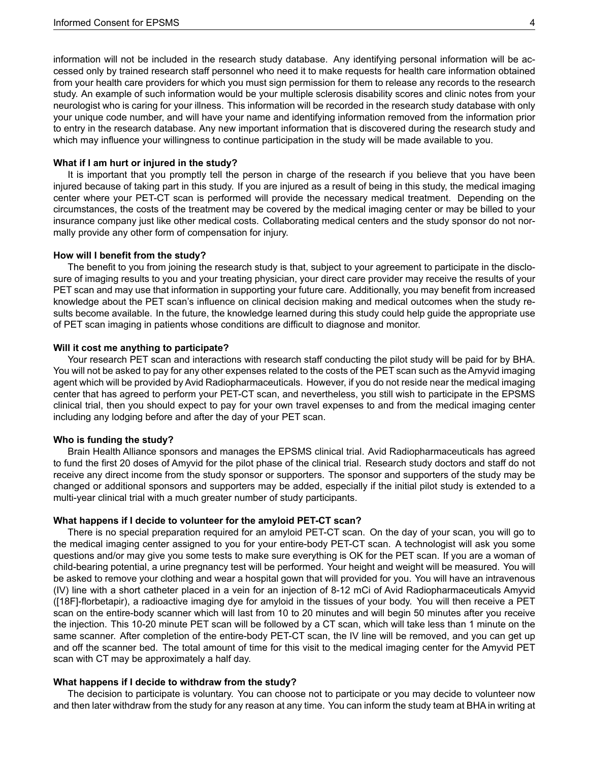information will not be included in the research study database. Any identifying personal information will be accessed only by trained research staff personnel who need it to make requests for health care information obtained from your health care providers for which you must sign permission for them to release any records to the research study. An example of such information would be your multiple sclerosis disability scores and clinic notes from your neurologist who is caring for your illness. This information will be recorded in the research study database with only your unique code number, and will have your name and identifying information removed from the information prior to entry in the research database. Any new important information that is discovered during the research study and which may influence your willingness to continue participation in the study will be made available to you.

**What if I am hurt or injured in the study?**

It is important that you promptly tell the person in charge of the research if you believe that you have been injured because of taking part in this study. If you are injured as a result of being in this study, the medical imaging center where your PET-CT scan is performed will provide the necessary medical treatment. Depending on the circumstances, the costs of the treatment may be covered by the medical imaging center or may be billed to your insurance company just like other medical costs. Collaborating medical centers and the study sponsor do not normally provide any other form of compensation for injury.

**How will I benefit from the study?**

The benefit to you from joining the research study is that, subject to your agreement to participate in the disclosure of imaging results to you and your treating physician, your direct care provider may receive the results of your PET scan and may use that information in supporting your future care. Additionally, you may benefit from increased knowledge about the PET scan's influence on clinical decision making and medical outcomes when the study results become available. In the future, the knowledge learned during this study could help guide the appropriate use of PET scan imaging in patients whose conditions are difficult to diagnose and monitor.

**Will it cost me anything to participate?**

Your research PET scan and interactions with research staff conducting the pilot study will be paid for by BHA. You will not be asked to pay for any other expenses related to the costs of the PET scan such as the Amyvid imaging agent which will be provided by Avid Radiopharmaceuticals. However, if you do not reside near the medical imaging center that has agreed to perform your PET-CT scan, and nevertheless, you still wish to participate in the EPSMS clinical trial, then you should expect to pay for your own travel expenses to and from the medical imaging center including any lodging before and after the day of your PET scan.

**Who is funding the study?**

Brain Health Alliance sponsors and manages the EPSMS clinical trial. Avid Radiopharmaceuticals has agreed to fund the first 20 doses of Amyvid for the pilot phase of the clinical trial. Research study doctors and staff do not receive any direct income from the study sponsor or supporters. The sponsor and supporters of the study may be changed or additional sponsors and supporters may be added, especially if the initial pilot study is extended to a multi-year clinical trial with a much greater number of study participants.

**What happens if I decide to volunteer for the amyloid PET-CT scan?**

There is no special preparation required for an amyloid PET-CT scan. On the day of your scan, you will go to the medical imaging center assigned to you for your entire-body PET-CT scan. A technologist will ask you some questions and/or may give you some tests to make sure everything is OK for the PET scan. If you are a woman of child-bearing potential, a urine pregnancy test will be performed. Your height and weight will be measured. You will be asked to remove your clothing and wear a hospital gown that will provided for you. You will have an intravenous (IV) line with a short catheter placed in a vein for an injection of 8-12 mCi of Avid Radiopharmaceuticals Amyvid ([18F]-florbetapir), a radioactive imaging dye for amyloid in the tissues of your body. You will then receive a PET scan on the entire-body scanner which will last from 10 to 20 minutes and will begin 50 minutes after you receive the injection. This 10-20 minute PET scan will be followed by a CT scan, which will take less than 1 minute on the same scanner. After completion of the entire-body PET-CT scan, the IV line will be removed, and you can get up and off the scanner bed. The total amount of time for this visit to the medical imaging center for the Amyvid PET scan with CT may be approximately a half day.

**What happens if I decide to withdraw from the study?**

The decision to participate is voluntary. You can choose not to participate or you may decide to volunteer now and then later withdraw from the study for any reason at any time. You can inform the study team at BHA in writing at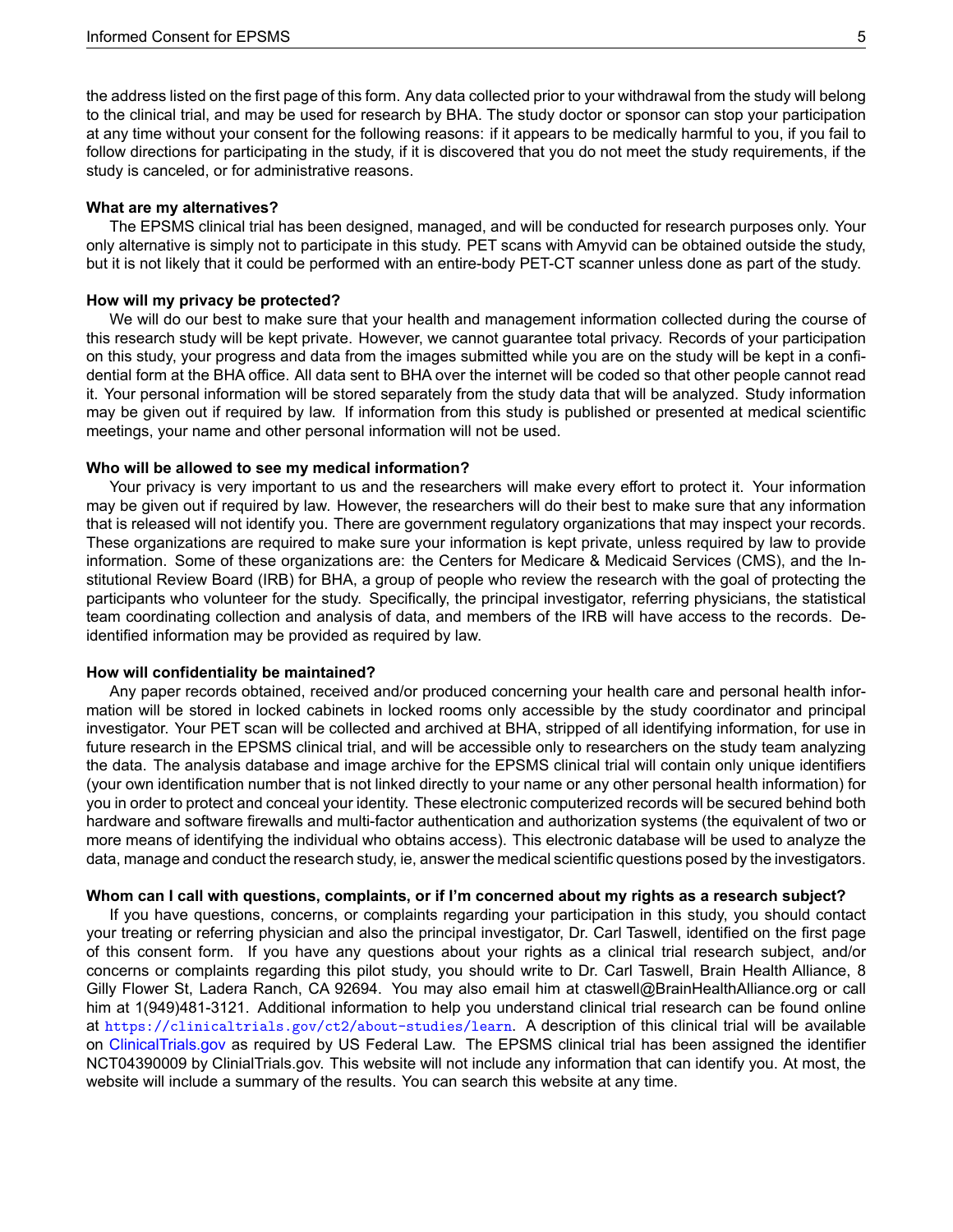the address listed on the first page of this form. Any data collected prior to your withdrawal from the study will belong to the clinical trial, and may be used for research by BHA. The study doctor or sponsor can stop your participation at any time without your consent for the following reasons: if it appears to be medically harmful to you, if you fail to follow directions for participating in the study, if it is discovered that you do not meet the study requirements, if the study is canceled, or for administrative reasons.

**What are my alternatives?**

The EPSMS clinical trial has been designed, managed, and will be conducted for research purposes only. Your only alternative is simply not to participate in this study. PET scans with Amyvid can be obtained outside the study, but it is not likely that it could be performed with an entire-body PET-CT scanner unless done as part of the study.

**How will my privacy be protected?**

We will do our best to make sure that your health and management information collected during the course of this research study will be kept private. However, we cannot guarantee total privacy. Records of your participation on this study, your progress and data from the images submitted while you are on the study will be kept in a confidential form at the BHA office. All data sent to BHA over the internet will be coded so that other people cannot read it. Your personal information will be stored separately from the study data that will be analyzed. Study information may be given out if required by law. If information from this study is published or presented at medical scientific meetings, your name and other personal information will not be used.

**Who will be allowed to see my medical information?**

Your privacy is very important to us and the researchers will make every effort to protect it. Your information may be given out if required by law. However, the researchers will do their best to make sure that any information that is released will not identify you. There are government regulatory organizations that may inspect your records. These organizations are required to make sure your information is kept private, unless required by law to provide information. Some of these organizations are: the Centers for Medicare & Medicaid Services (CMS), and the Institutional Review Board (IRB) for BHA, a group of people who review the research with the goal of protecting the participants who volunteer for the study. Specifically, the principal investigator, referring physicians, the statistical team coordinating collection and analysis of data, and members of the IRB will have access to the records. De-identified information may be provided as required by law.

**How will confidentiality be maintained?**

Any paper records obtained, received and/or produced concerning your health care and personal health information will be stored in locked cabinets in locked rooms only accessible by the study coordinator and principal investigator. Your PET scan will be collected and archived at BHA, stripped of all identifying information, for use in future research in the EPSMS clinical trial, and will be accessible only to researchers on the study team analyzing the data. The analysis database and image archive for the EPSMS clinical trial will contain only unique identifiers (your own identification number that is not linked directly to your name or any other personal health information) for you in order to protect and conceal your identity. These electronic computerized records will be secured behind both hardware and software firewalls and multi-factor authentication and authorization systems (the equivalent of two or more means of identifying the individual who obtains access). This electronic database will be used to analyze the data, manage and conduct the research study, ie, answer the medical scientific questions posed by the investigators.

**Whom can I call with questions, complaints, or if I'm concerned about my rights as a research subject?**

If you have questions, concerns, or complaints regarding your participation in this study, you should contact your treating or referring physician and also the principal investigator, Dr. Carl Taswell, identified on the first page of this consent form. If you have any questions about your rights as a clinical trial research subject, and/or concerns or complaints regarding this pilot study, you should write to Dr. Carl Taswell, Brain Health Alliance, 8 Gilly Flower St, Ladera Ranch, CA 92694. You may also email him at ctaswell@BrainHealthAlliance.org or call him at 1(949)481-3121. Additional information to help you understand clinical trial research can be found online at https://clinicaltrials.gov/ct2/about-studies/learn. A description of this clinical trial will be available on ClinicalTrials.gov as required by US Federal Law. The EPSMS clinical trial has been assigned the identifier NCT04390009 by ClinialTrials.gov. This website will not include any information that can identify you. At most, the website will include a summary of the results. You can search this website at any time.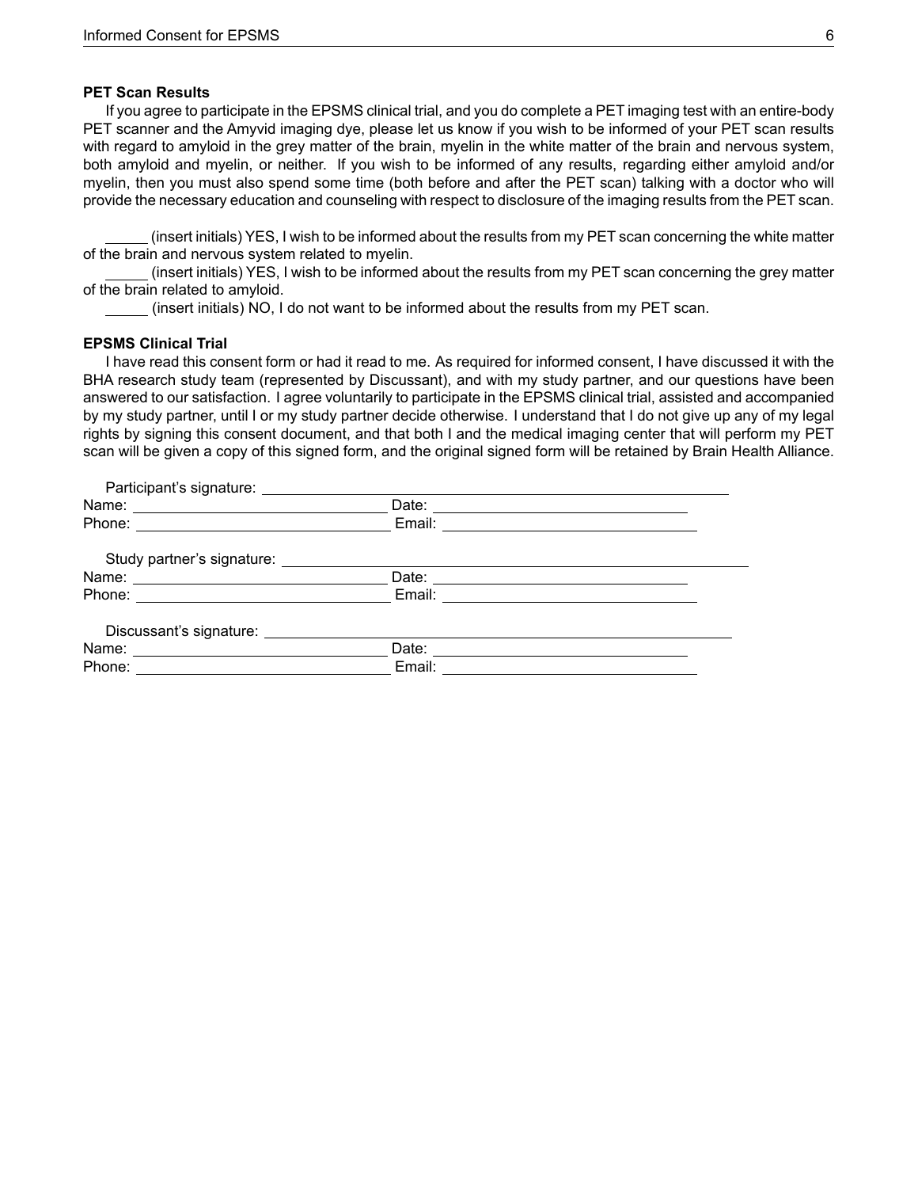**PET Scan Results**

If you agree to participate in the EPSMS clinical trial, and you do complete a PET imaging test with an entire-body PET scanner and the Amyvid imaging dye, please let us know if you wish to be informed of your PET scan results with regard to amyloid in the grey matter of the brain, myelin in the white matter of the brain and nervous system, both amyloid and myelin, or neither. If you wish to be informed of any results, regarding either amyloid and/or myelin, then you must also spend some time (both before and after the PET scan) talking with a doctor who will provide the necessary education and counseling with respect to disclosure of the imaging results from the PET scan.

_____ (insert initials) YES, I wish to be informed about the results from my PET scan concerning the white matter of the brain and nervous system related to myelin.

_____ (insert initials) YES, I wish to be informed about the results from my PET scan concerning the grey matter of the brain related to amyloid.

_____ (insert initials) NO, I do not want to be informed about the results from my PET scan.

**EPSMS Clinical Trial**

I have read this consent form or had it read to me. As required for informed consent, I have discussed it with the BHA research study team (represented by Discussant), and with my study partner, and our questions have been answered to our satisfaction. I agree voluntarily to participate in the EPSMS clinical trial, assisted and accompanied by my study partner, until I or my study partner decide otherwise. I understand that I do not give up any of my legal rights by signing this consent document, and that both I and the medical imaging center that will perform my PET scan will be given a copy of this signed form, and the original signed form will be retained by Brain Health Alliance.

Participant's signature: ______________________________

Name: ______________________ Date: ______________________

Phone: ______________________ Email: ______________________

Study partner's signature: ______________________________

Name: ______________________ Date: ______________________

Phone: ______________________ Email: ______________________

Discussant's signature: ______________________________

Name: ______________________ Date: ______________________

Phone: ______________________ Email: ______________________